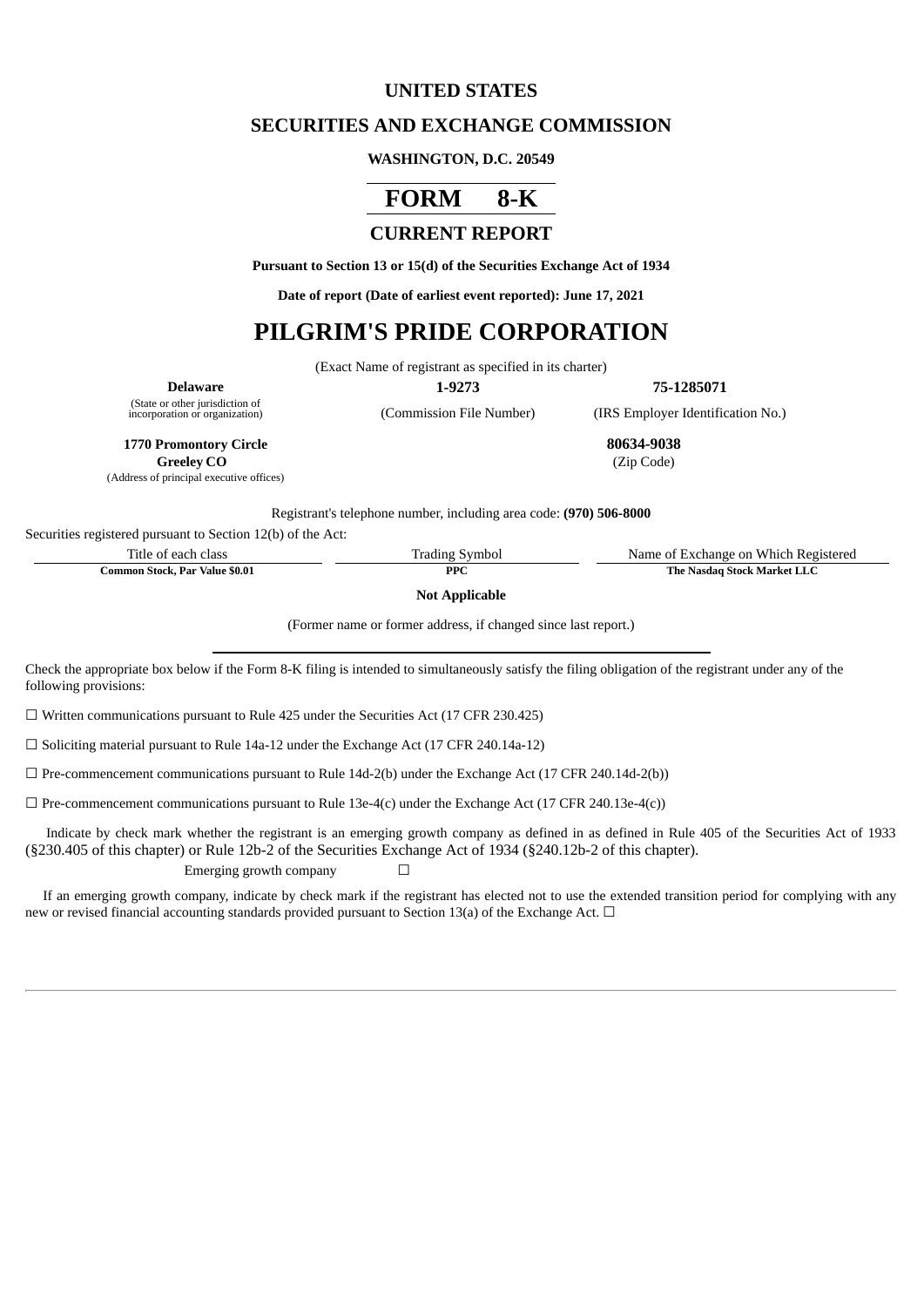# UNITED STATES

## SECURITIES AND EXCHANGE COMMISSION

**WASHINGTON, D.C. 20549**

# FORM 8-K

## CURRENT REPORT

**Pursuant to Section 13 or 15(d) of the Securities Exchange Act of 1934**

**Date of report (Date of earliest event reported): June 17, 2021**

# PILGRIM'S PRIDE CORPORATION

(Exact Name of registrant as specified in its charter)

| **Delaware** | **1-9273** | **75-1285071** |
|---|---|---|
| (State or other jurisdiction of incorporation or organization) | (Commission File Number) | (IRS Employer Identification No.) |

**1770 Promontory Circle**
**Greeley CO**
(Address of principal executive offices)

**80634-9038**
(Zip Code)

Registrant's telephone number, including area code: **(970) 506-8000**

Securities registered pursuant to Section 12(b) of the Act:

| Title of each class | Trading Symbol | Name of Exchange on Which Registered |
|---|---|---|
| **Common Stock, Par Value $0.01** | **PPC** | **The Nasdaq Stock Market LLC** |

**Not Applicable**

(Former name or former address, if changed since last report.)

Check the appropriate box below if the Form 8-K filing is intended to simultaneously satisfy the filing obligation of the registrant under any of the following provisions:

☐ Written communications pursuant to Rule 425 under the Securities Act (17 CFR 230.425)

☐ Soliciting material pursuant to Rule 14a-12 under the Exchange Act (17 CFR 240.14a-12)

☐ Pre-commencement communications pursuant to Rule 14d-2(b) under the Exchange Act (17 CFR 240.14d-2(b))

☐ Pre-commencement communications pursuant to Rule 13e-4(c) under the Exchange Act (17 CFR 240.13e-4(c))

Indicate by check mark whether the registrant is an emerging growth company as defined in as defined in Rule 405 of the Securities Act of 1933 (§230.405 of this chapter) or Rule 12b-2 of the Securities Exchange Act of 1934 (§240.12b-2 of this chapter).

Emerging growth company ☐

If an emerging growth company, indicate by check mark if the registrant has elected not to use the extended transition period for complying with any new or revised financial accounting standards provided pursuant to Section 13(a) of the Exchange Act. ☐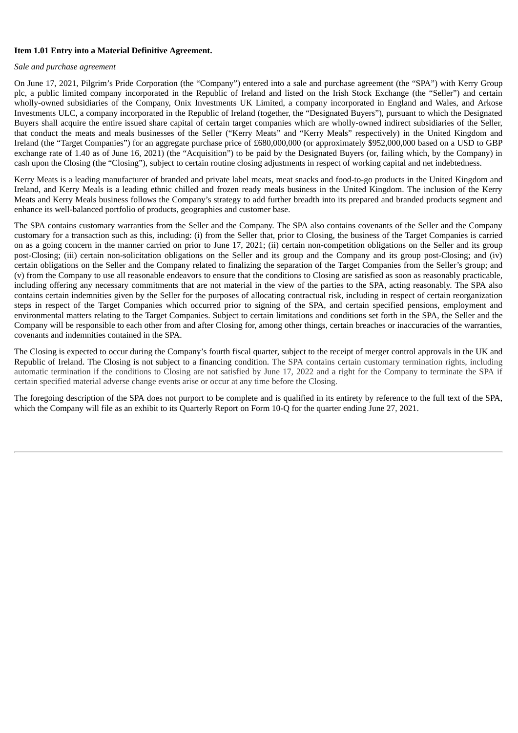**Item 1.01 Entry into a Material Definitive Agreement.**

*Sale and purchase agreement*

On June 17, 2021, Pilgrim's Pride Corporation (the "Company") entered into a sale and purchase agreement (the "SPA") with Kerry Group plc, a public limited company incorporated in the Republic of Ireland and listed on the Irish Stock Exchange (the "Seller") and certain wholly-owned subsidiaries of the Company, Onix Investments UK Limited, a company incorporated in England and Wales, and Arkose Investments ULC, a company incorporated in the Republic of Ireland (together, the "Designated Buyers"), pursuant to which the Designated Buyers shall acquire the entire issued share capital of certain target companies which are wholly-owned indirect subsidiaries of the Seller, that conduct the meats and meals businesses of the Seller ("Kerry Meats" and "Kerry Meals" respectively) in the United Kingdom and Ireland (the "Target Companies") for an aggregate purchase price of £680,000,000 (or approximately $952,000,000 based on a USD to GBP exchange rate of 1.40 as of June 16, 2021) (the "Acquisition") to be paid by the Designated Buyers (or, failing which, by the Company) in cash upon the Closing (the "Closing"), subject to certain routine closing adjustments in respect of working capital and net indebtedness.

Kerry Meats is a leading manufacturer of branded and private label meats, meat snacks and food-to-go products in the United Kingdom and Ireland, and Kerry Meals is a leading ethnic chilled and frozen ready meals business in the United Kingdom. The inclusion of the Kerry Meats and Kerry Meals business follows the Company's strategy to add further breadth into its prepared and branded products segment and enhance its well-balanced portfolio of products, geographies and customer base.

The SPA contains customary warranties from the Seller and the Company. The SPA also contains covenants of the Seller and the Company customary for a transaction such as this, including: (i) from the Seller that, prior to Closing, the business of the Target Companies is carried on as a going concern in the manner carried on prior to June 17, 2021; (ii) certain non-competition obligations on the Seller and its group post-Closing; (iii) certain non-solicitation obligations on the Seller and its group and the Company and its group post-Closing; and (iv) certain obligations on the Seller and the Company related to finalizing the separation of the Target Companies from the Seller's group; and (v) from the Company to use all reasonable endeavors to ensure that the conditions to Closing are satisfied as soon as reasonably practicable, including offering any necessary commitments that are not material in the view of the parties to the SPA, acting reasonably. The SPA also contains certain indemnities given by the Seller for the purposes of allocating contractual risk, including in respect of certain reorganization steps in respect of the Target Companies which occurred prior to signing of the SPA, and certain specified pensions, employment and environmental matters relating to the Target Companies. Subject to certain limitations and conditions set forth in the SPA, the Seller and the Company will be responsible to each other from and after Closing for, among other things, certain breaches or inaccuracies of the warranties, covenants and indemnities contained in the SPA.

The Closing is expected to occur during the Company's fourth fiscal quarter, subject to the receipt of merger control approvals in the UK and Republic of Ireland. The Closing is not subject to a financing condition. The SPA contains certain customary termination rights, including automatic termination if the conditions to Closing are not satisfied by June 17, 2022 and a right for the Company to terminate the SPA if certain specified material adverse change events arise or occur at any time before the Closing.

The foregoing description of the SPA does not purport to be complete and is qualified in its entirety by reference to the full text of the SPA, which the Company will file as an exhibit to its Quarterly Report on Form 10-Q for the quarter ending June 27, 2021.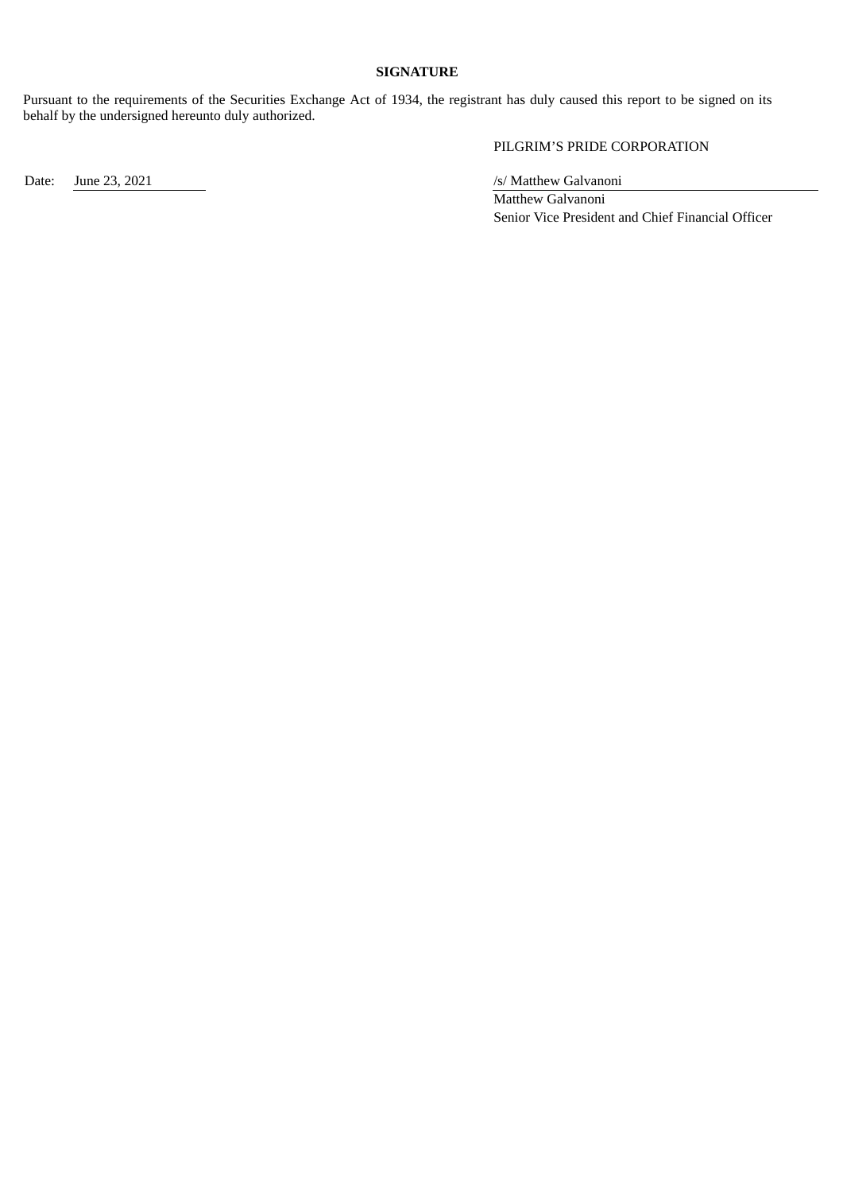**SIGNATURE**

Pursuant to the requirements of the Securities Exchange Act of 1934, the registrant has duly caused this report to be signed on its behalf by the undersigned hereunto duly authorized.

PILGRIM'S PRIDE CORPORATION

Date: June 23, 2021

/s/ Matthew Galvanoni
Matthew Galvanoni
Senior Vice President and Chief Financial Officer